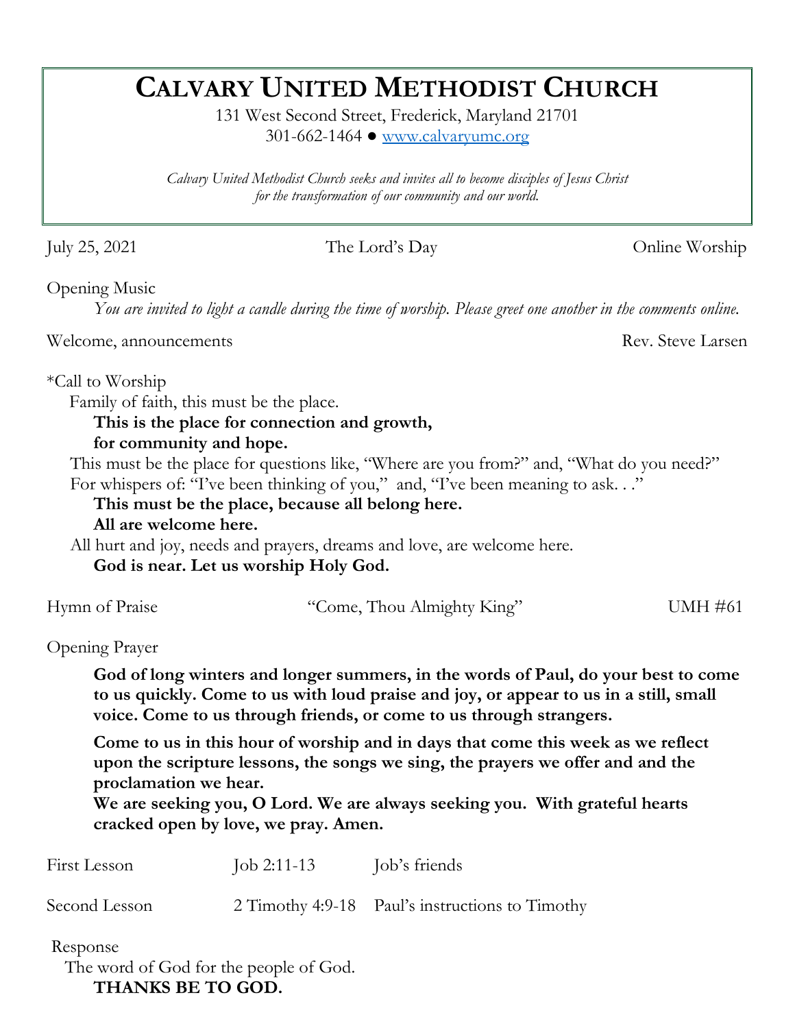# CALVARY UNITED METHODIST CHURCH

131 West Second Street, Frederick, Maryland 21701
301-662-1464 ● www.calvaryumc.org

*Calvary United Methodist Church seeks and invites all to become disciples of Jesus Christ for the transformation of our community and our world.*

July 25, 2021 | The Lord's Day | Online Worship

Opening Music

*You are invited to light a candle during the time of worship. Please greet one another in the comments online.*

Welcome, announcements — Rev. Steve Larsen

*Call to Worship

Family of faith, this must be the place.

**This is the place for connection and growth,**
**for community and hope.**

This must be the place for questions like, "Where are you from?" and, "What do you need?"
For whispers of: "I've been thinking of you," and, "I've been meaning to ask. . ."

**This must be the place, because all belong here.**
**All are welcome here.**

All hurt and joy, needs and prayers, dreams and love, are welcome here.

**God is near. Let us worship Holy God.**

Hymn of Praise — "Come, Thou Almighty King" — UMH #61

Opening Prayer

**God of long winters and longer summers, in the words of Paul, do your best to come to us quickly. Come to us with loud praise and joy, or appear to us in a still, small voice. Come to us through friends, or come to us through strangers.**

**Come to us in this hour of worship and in days that come this week as we reflect upon the scripture lessons, the songs we sing, the prayers we offer and and the proclamation we hear.**
**We are seeking you, O Lord. We are always seeking you. With grateful hearts cracked open by love, we pray. Amen.**

First Lesson — Job 2:11-13 — Job's friends

Second Lesson — 2 Timothy 4:9-18 — Paul's instructions to Timothy

Response

The word of God for the people of God.

**THANKS BE TO GOD.**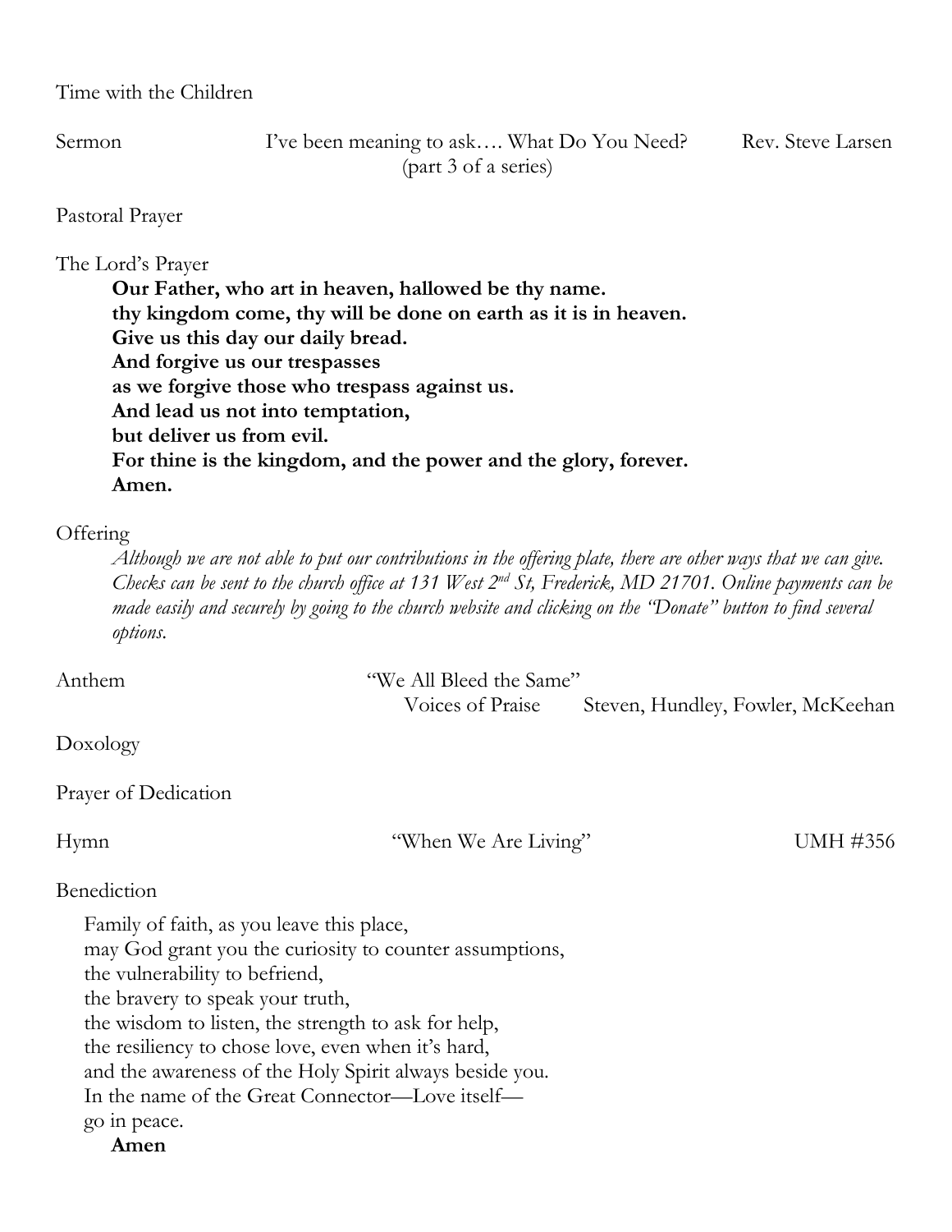Time with the Children

Sermon I've been meaning to ask…. What Do You Need? Rev. Steve Larsen
(part 3 of a series)

Pastoral Prayer

The Lord's Prayer

> **Our Father, who art in heaven, hallowed be thy name.**
> **thy kingdom come, thy will be done on earth as it is in heaven.**
> **Give us this day our daily bread.**
> **And forgive us our trespasses**
> **as we forgive those who trespass against us.**
> **And lead us not into temptation,**
> **but deliver us from evil.**
> **For thine is the kingdom, and the power and the glory, forever.**
> **Amen.**

Offering

> *Although we are not able to put our contributions in the offering plate, there are other ways that we can give. Checks can be sent to the church office at 131 West 2nd St, Frederick, MD 21701. Online payments can be made easily and securely by going to the church website and clicking on the "Donate" button to find several options.*

Anthem "We All Bleed the Same"
Voices of Praise Steven, Hundley, Fowler, McKeehan

Doxology

Prayer of Dedication

Hymn "When We Are Living" UMH #356

Benediction

> Family of faith, as you leave this place,
> may God grant you the curiosity to counter assumptions,
> the vulnerability to befriend,
> the bravery to speak your truth,
> the wisdom to listen, the strength to ask for help,
> the resiliency to chose love, even when it's hard,
> and the awareness of the Holy Spirit always beside you.
> In the name of the Great Connector—Love itself—
> go in peace.
> **Amen**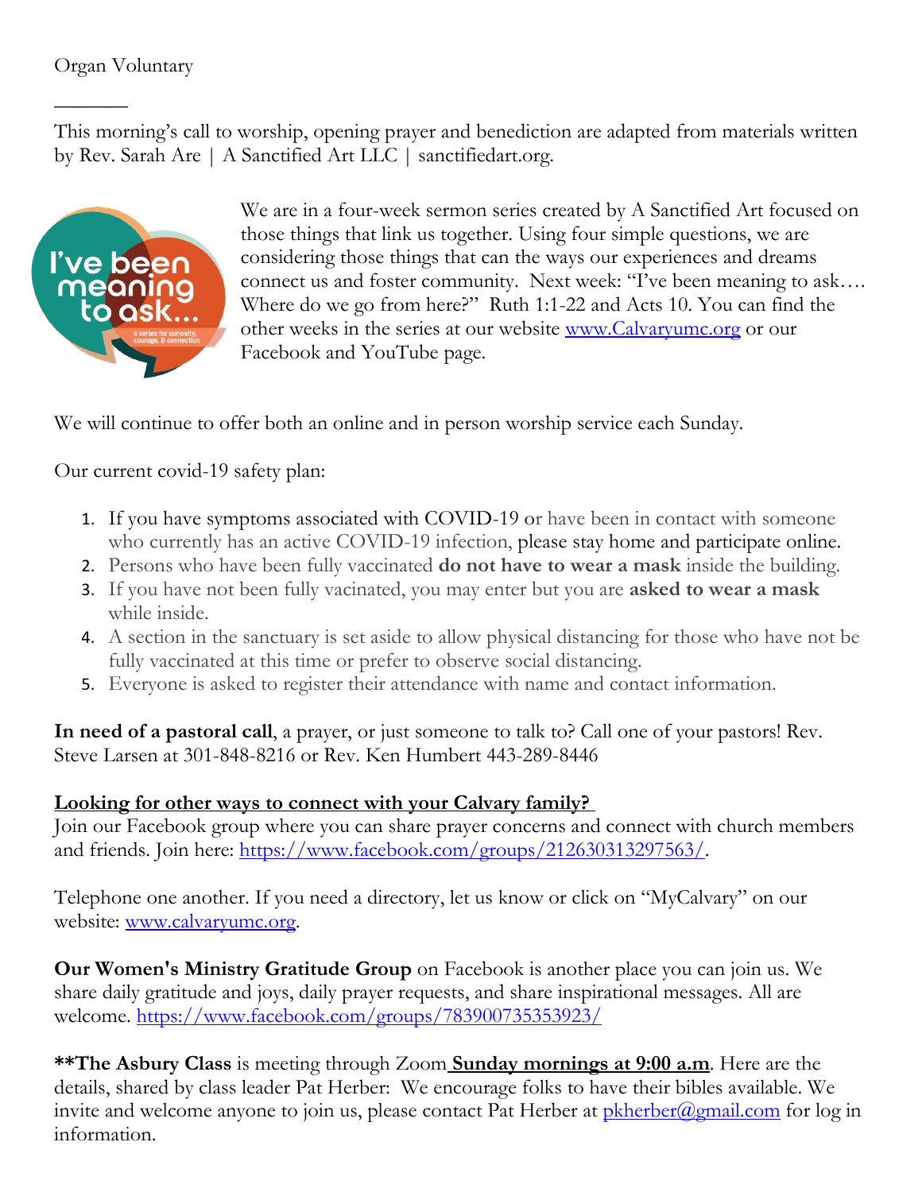Organ Voluntary

---

This morning's call to worship, opening prayer and benediction are adapted from materials written by Rev. Sarah Are | A Sanctified Art LLC | sanctifiedart.org.

We are in a four-week sermon series created by A Sanctified Art focused on those things that link us together. Using four simple questions, we are considering those things that can the ways our experiences and dreams connect us and foster community. Next week: "I've been meaning to ask…. Where do we go from here?" Ruth 1:1-22 and Acts 10. You can find the other weeks in the series at our website [www.Calvaryumc.org](http://www.Calvaryumc.org) or our Facebook and YouTube page.

We will continue to offer both an online and in person worship service each Sunday.

Our current covid-19 safety plan:

1. If you have symptoms associated with COVID-19 or have been in contact with someone who currently has an active COVID-19 infection, please stay home and participate online.
2. Persons who have been fully vaccinated **do not have to wear a mask** inside the building.
3. If you have not been fully vacinated, you may enter but you are **asked to wear a mask** while inside.
4. A section in the sanctuary is set aside to allow physical distancing for those who have not be fully vaccinated at this time or prefer to observe social distancing.
5. Everyone is asked to register their attendance with name and contact information.

**In need of a pastoral call**, a prayer, or just someone to talk to? Call one of your pastors! Rev. Steve Larsen at 301-848-8216 or Rev. Ken Humbert 443-289-8446

**Looking for other ways to connect with your Calvary family?**

Join our Facebook group where you can share prayer concerns and connect with church members and friends. Join here: [https://www.facebook.com/groups/212630313297563/](https://www.facebook.com/groups/212630313297563/).

Telephone one another. If you need a directory, let us know or click on "MyCalvary" on our website: [www.calvaryumc.org](http://www.calvaryumc.org).

**Our Women's Ministry Gratitude Group** on Facebook is another place you can join us. We share daily gratitude and joys, daily prayer requests, and share inspirational messages. All are welcome. [https://www.facebook.com/groups/783900735353923/](https://www.facebook.com/groups/783900735353923/)

****The Asbury Class** is meeting through Zoom **Sunday mornings at 9:00 a.m**. Here are the details, shared by class leader Pat Herber: We encourage folks to have their bibles available. We invite and welcome anyone to join us, please contact Pat Herber at [pkherber@gmail.com](mailto:pkherber@gmail.com) for log in information.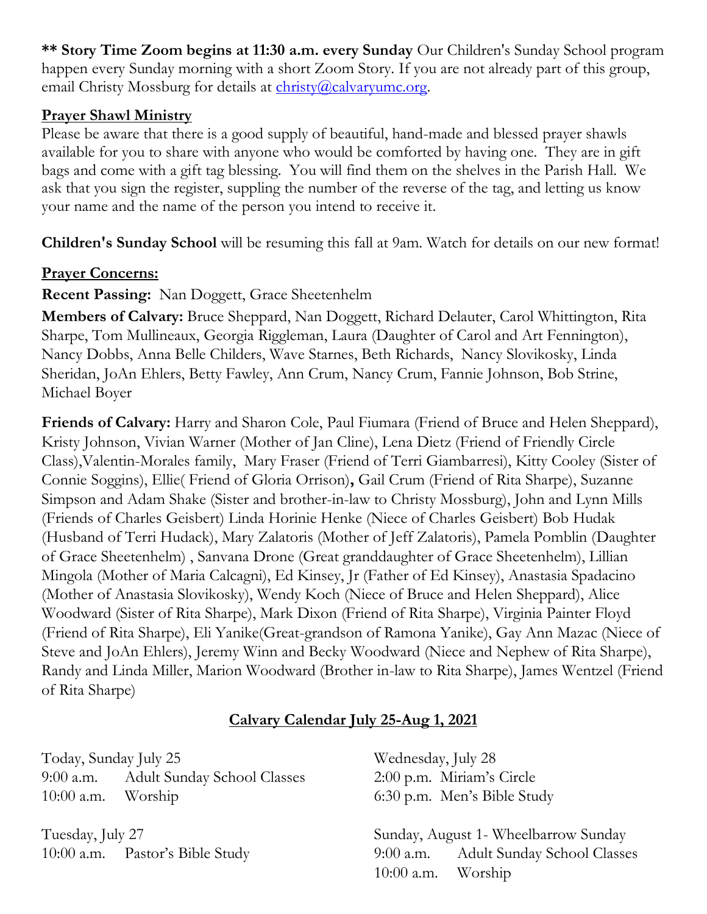**** Story Time Zoom begins at 11:30 a.m. every Sunday** Our Children's Sunday School program happen every Sunday morning with a short Zoom Story. If you are not already part of this group, email Christy Mossburg for details at christy@calvaryumc.org.

**Prayer Shawl Ministry**

Please be aware that there is a good supply of beautiful, hand-made and blessed prayer shawls available for you to share with anyone who would be comforted by having one. They are in gift bags and come with a gift tag blessing. You will find them on the shelves in the Parish Hall. We ask that you sign the register, suppling the number of the reverse of the tag, and letting us know your name and the name of the person you intend to receive it.

**Children's Sunday School** will be resuming this fall at 9am. Watch for details on our new format!

**Prayer Concerns:**

**Recent Passing:** Nan Doggett, Grace Sheetenhelm

**Members of Calvary:** Bruce Sheppard, Nan Doggett, Richard Delauter, Carol Whittington, Rita Sharpe, Tom Mullineaux, Georgia Riggleman, Laura (Daughter of Carol and Art Fennington), Nancy Dobbs, Anna Belle Childers, Wave Starnes, Beth Richards, Nancy Slovikosky, Linda Sheridan, JoAn Ehlers, Betty Fawley, Ann Crum, Nancy Crum, Fannie Johnson, Bob Strine, Michael Boyer

**Friends of Calvary:** Harry and Sharon Cole, Paul Fiumara (Friend of Bruce and Helen Sheppard), Kristy Johnson, Vivian Warner (Mother of Jan Cline), Lena Dietz (Friend of Friendly Circle Class),Valentin-Morales family, Mary Fraser (Friend of Terri Giambarresi), Kitty Cooley (Sister of Connie Soggins), Ellie( Friend of Gloria Orrison)**,** Gail Crum (Friend of Rita Sharpe), Suzanne Simpson and Adam Shake (Sister and brother-in-law to Christy Mossburg), John and Lynn Mills (Friends of Charles Geisbert) Linda Horinie Henke (Niece of Charles Geisbert) Bob Hudak (Husband of Terri Hudack), Mary Zalatoris (Mother of Jeff Zalatoris), Pamela Pomblin (Daughter of Grace Sheetenhelm) , Sanvana Drone (Great granddaughter of Grace Sheetenhelm), Lillian Mingola (Mother of Maria Calcagni), Ed Kinsey, Jr (Father of Ed Kinsey), Anastasia Spadacino (Mother of Anastasia Slovikosky), Wendy Koch (Niece of Bruce and Helen Sheppard), Alice Woodward (Sister of Rita Sharpe), Mark Dixon (Friend of Rita Sharpe), Virginia Painter Floyd (Friend of Rita Sharpe), Eli Yanike(Great-grandson of Ramona Yanike), Gay Ann Mazac (Niece of Steve and JoAn Ehlers), Jeremy Winn and Becky Woodward (Niece and Nephew of Rita Sharpe), Randy and Linda Miller, Marion Woodward (Brother in-law to Rita Sharpe), James Wentzel (Friend of Rita Sharpe)

**Calvary Calendar July 25-Aug 1, 2021**

Today, Sunday July 25
9:00 a.m. Adult Sunday School Classes
10:00 a.m. Worship

Tuesday, July 27
10:00 a.m. Pastor's Bible Study

Wednesday, July 28
2:00 p.m. Miriam's Circle
6:30 p.m. Men's Bible Study

Sunday, August 1- Wheelbarrow Sunday
9:00 a.m. Adult Sunday School Classes
10:00 a.m. Worship